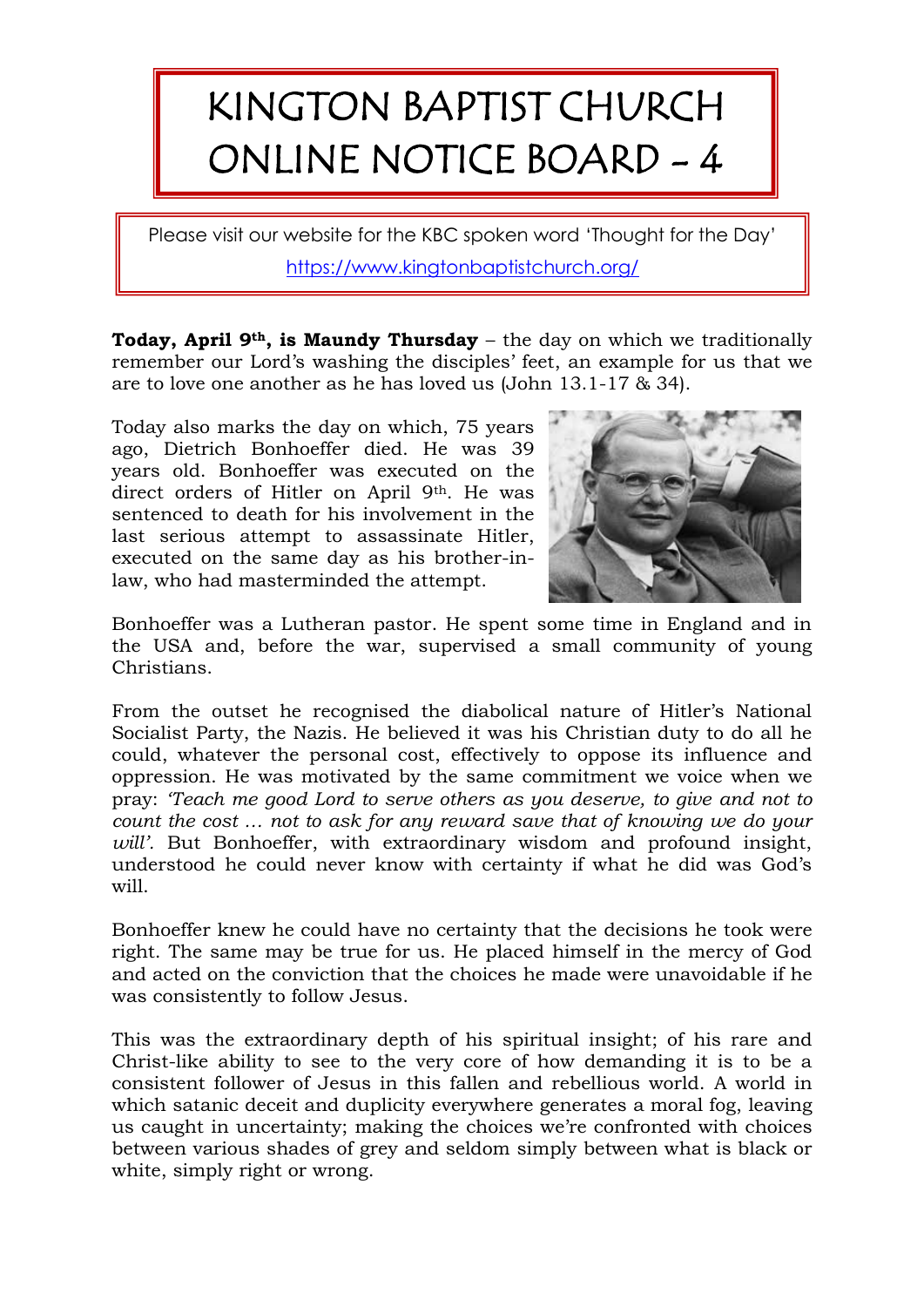# KINGTON BAPTIST CHURCH ONLINE NOTICE BOARD - 4

Please visit our website for the KBC spoken word 'Thought for the Day'

https://www.kingtonbaptistchurch.org/

**Today, April 9th, is Maundy Thursday** – the day on which we traditionally remember our Lord's washing the disciples' feet, an example for us that we are to love one another as he has loved us (John 13.1-17 & 34).

Today also marks the day on which, 75 years ago, Dietrich Bonhoeffer died. He was 39 years old. Bonhoeffer was executed on the direct orders of Hitler on April 9th. He was sentenced to death for his involvement in the last serious attempt to assassinate Hitler, executed on the same day as his brother-in-law, who had masterminded the attempt.

Bonhoeffer was a Lutheran pastor. He spent some time in England and in the USA and, before the war, supervised a small community of young Christians.

From the outset he recognised the diabolical nature of Hitler's National Socialist Party, the Nazis. He believed it was his Christian duty to do all he could, whatever the personal cost, effectively to oppose its influence and oppression. He was motivated by the same commitment we voice when we pray: *'Teach me good Lord to serve others as you deserve, to give and not to count the cost … not to ask for any reward save that of knowing we do your will'.* But Bonhoeffer, with extraordinary wisdom and profound insight, understood he could never know with certainty if what he did was God's will.

Bonhoeffer knew he could have no certainty that the decisions he took were right. The same may be true for us. He placed himself in the mercy of God and acted on the conviction that the choices he made were unavoidable if he was consistently to follow Jesus.

This was the extraordinary depth of his spiritual insight; of his rare and Christ-like ability to see to the very core of how demanding it is to be a consistent follower of Jesus in this fallen and rebellious world. A world in which satanic deceit and duplicity everywhere generates a moral fog, leaving us caught in uncertainty; making the choices we're confronted with choices between various shades of grey and seldom simply between what is black or white, simply right or wrong.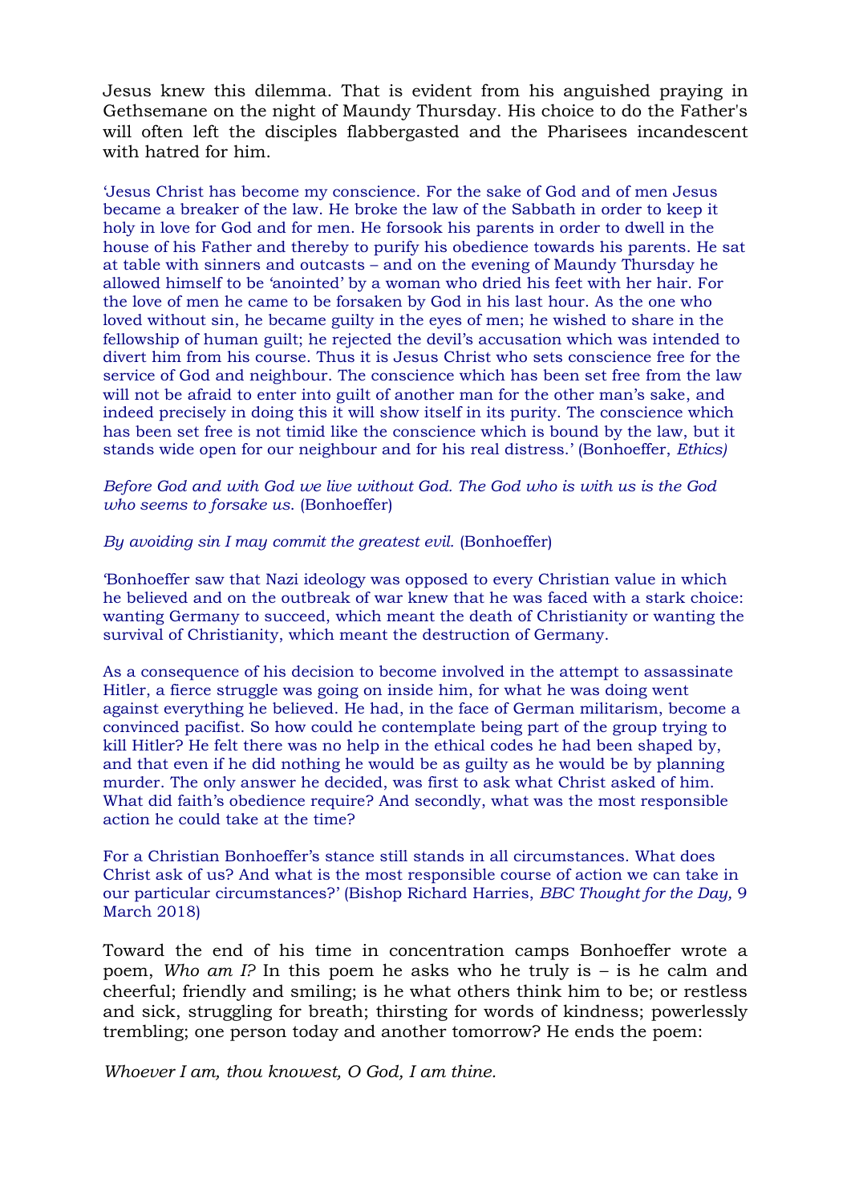Jesus knew this dilemma. That is evident from his anguished praying in Gethsemane on the night of Maundy Thursday. His choice to do the Father's will often left the disciples flabbergasted and the Pharisees incandescent with hatred for him.

'Jesus Christ has become my conscience. For the sake of God and of men Jesus became a breaker of the law. He broke the law of the Sabbath in order to keep it holy in love for God and for men. He forsook his parents in order to dwell in the house of his Father and thereby to purify his obedience towards his parents. He sat at table with sinners and outcasts – and on the evening of Maundy Thursday he allowed himself to be 'anointed' by a woman who dried his feet with her hair. For the love of men he came to be forsaken by God in his last hour. As the one who loved without sin, he became guilty in the eyes of men; he wished to share in the fellowship of human guilt; he rejected the devil's accusation which was intended to divert him from his course. Thus it is Jesus Christ who sets conscience free for the service of God and neighbour. The conscience which has been set free from the law will not be afraid to enter into guilt of another man for the other man's sake, and indeed precisely in doing this it will show itself in its purity. The conscience which has been set free is not timid like the conscience which is bound by the law, but it stands wide open for our neighbour and for his real distress.' (Bonhoeffer, *Ethics)*

*Before God and with God we live without God. The God who is with us is the God who seems to forsake us.* (Bonhoeffer)

*By avoiding sin I may commit the greatest evil.* (Bonhoeffer)

'Bonhoeffer saw that Nazi ideology was opposed to every Christian value in which he believed and on the outbreak of war knew that he was faced with a stark choice: wanting Germany to succeed, which meant the death of Christianity or wanting the survival of Christianity, which meant the destruction of Germany.

As a consequence of his decision to become involved in the attempt to assassinate Hitler, a fierce struggle was going on inside him, for what he was doing went against everything he believed. He had, in the face of German militarism, become a convinced pacifist. So how could he contemplate being part of the group trying to kill Hitler? He felt there was no help in the ethical codes he had been shaped by, and that even if he did nothing he would be as guilty as he would be by planning murder. The only answer he decided, was first to ask what Christ asked of him. What did faith's obedience require? And secondly, what was the most responsible action he could take at the time?

For a Christian Bonhoeffer's stance still stands in all circumstances. What does Christ ask of us? And what is the most responsible course of action we can take in our particular circumstances?' (Bishop Richard Harries, *BBC Thought for the Day,* 9 March 2018)

Toward the end of his time in concentration camps Bonhoeffer wrote a poem, *Who am I?* In this poem he asks who he truly is – is he calm and cheerful; friendly and smiling; is he what others think him to be; or restless and sick, struggling for breath; thirsting for words of kindness; powerlessly trembling; one person today and another tomorrow? He ends the poem:

*Whoever I am, thou knowest, O God, I am thine.*